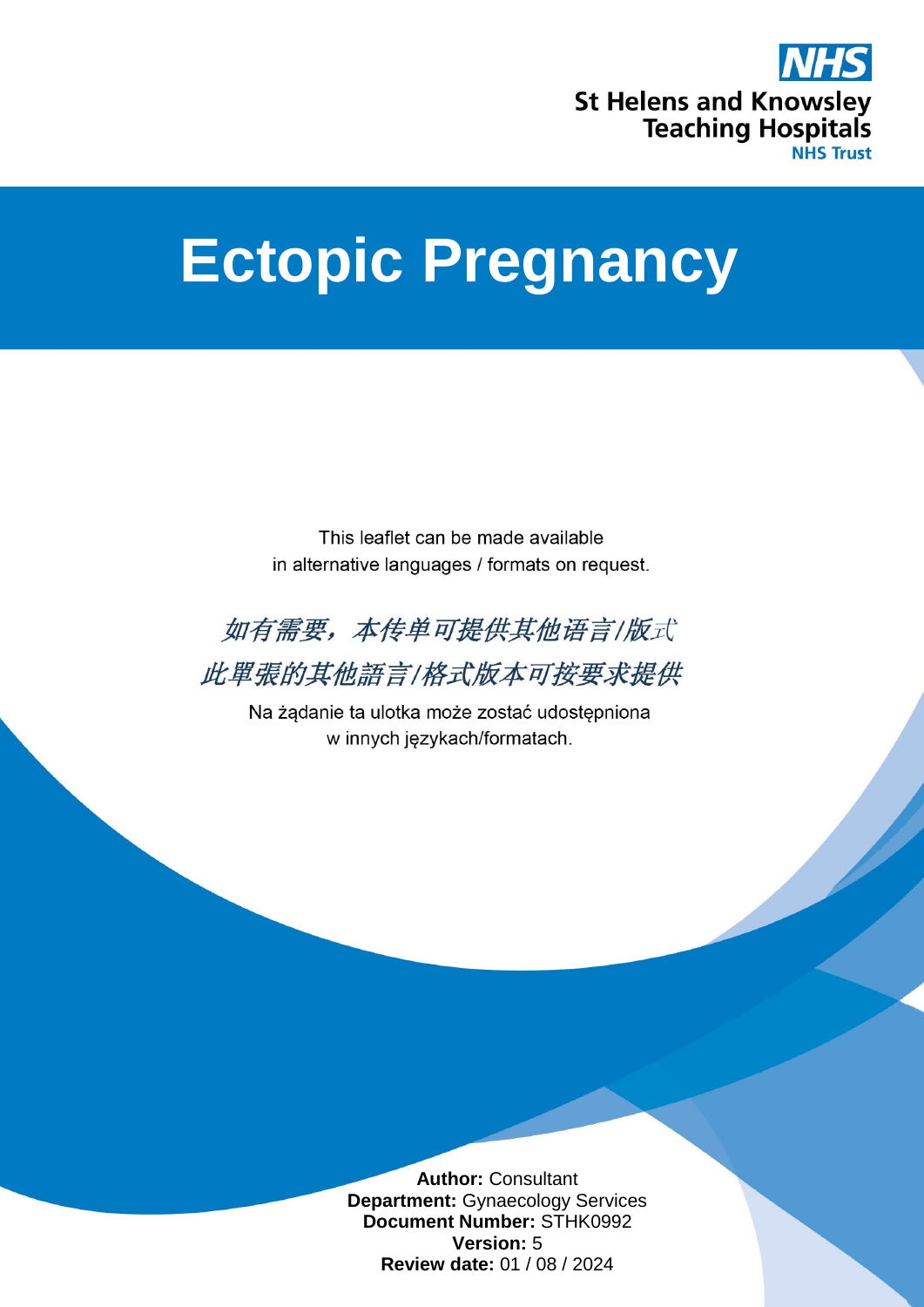St Helens and Knowsley Teaching Hospitals NHS Trust

# Ectopic Pregnancy

This leaflet can be made available in alternative languages / formats on request.

如有需要，本传单可提供其他语言/版式

此單張的其他語言/格式版本可按要求提供

Na żądanie ta ulotka może zostać udostępniona w innych językach/formatach.

**Author:** Consultant
**Department:** Gynaecology Services
**Document Number:** STHK0992
**Version:** 5
**Review date:** 01 / 08 / 2024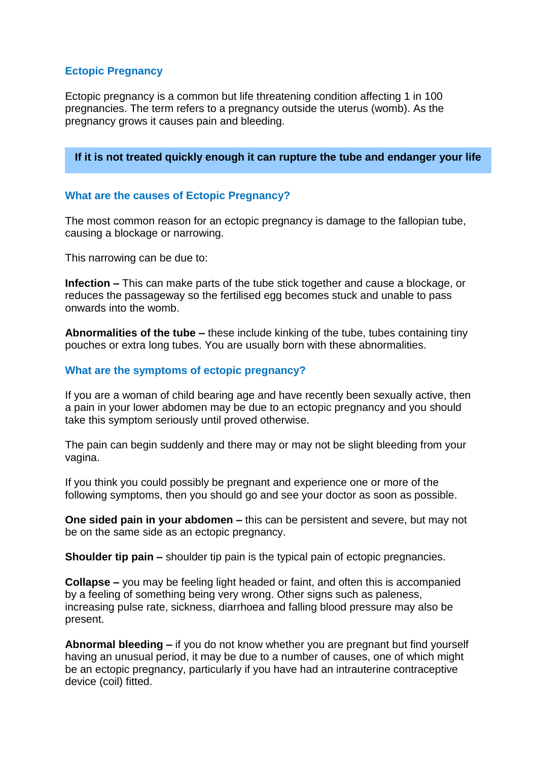## Ectopic Pregnancy

Ectopic pregnancy is a common but life threatening condition affecting 1 in 100 pregnancies. The term refers to a pregnancy outside the uterus (womb). As the pregnancy grows it causes pain and bleeding.

**If it is not treated quickly enough it can rupture the tube and endanger your life**

## What are the causes of Ectopic Pregnancy?

The most common reason for an ectopic pregnancy is damage to the fallopian tube, causing a blockage or narrowing.

This narrowing can be due to:

**Infection –** This can make parts of the tube stick together and cause a blockage, or reduces the passageway so the fertilised egg becomes stuck and unable to pass onwards into the womb.

**Abnormalities of the tube –** these include kinking of the tube, tubes containing tiny pouches or extra long tubes. You are usually born with these abnormalities.

## What are the symptoms of ectopic pregnancy?

If you are a woman of child bearing age and have recently been sexually active, then a pain in your lower abdomen may be due to an ectopic pregnancy and you should take this symptom seriously until proved otherwise.

The pain can begin suddenly and there may or may not be slight bleeding from your vagina.

If you think you could possibly be pregnant and experience one or more of the following symptoms, then you should go and see your doctor as soon as possible.

**One sided pain in your abdomen –** this can be persistent and severe, but may not be on the same side as an ectopic pregnancy.

**Shoulder tip pain –** shoulder tip pain is the typical pain of ectopic pregnancies.

**Collapse –** you may be feeling light headed or faint, and often this is accompanied by a feeling of something being very wrong. Other signs such as paleness, increasing pulse rate, sickness, diarrhoea and falling blood pressure may also be present.

**Abnormal bleeding –** if you do not know whether you are pregnant but find yourself having an unusual period, it may be due to a number of causes, one of which might be an ectopic pregnancy, particularly if you have had an intrauterine contraceptive device (coil) fitted.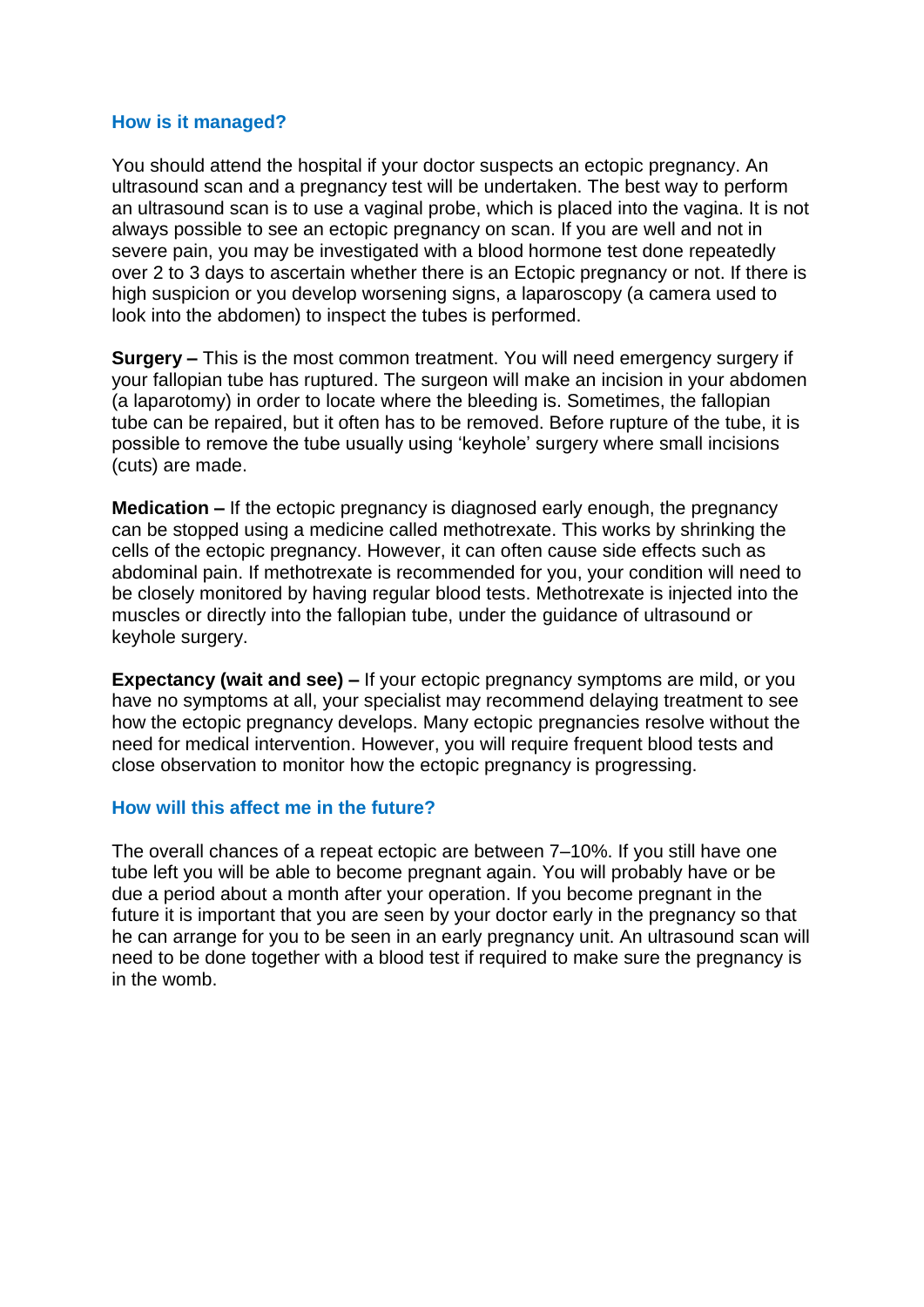## How is it managed?

You should attend the hospital if your doctor suspects an ectopic pregnancy. An ultrasound scan and a pregnancy test will be undertaken. The best way to perform an ultrasound scan is to use a vaginal probe, which is placed into the vagina. It is not always possible to see an ectopic pregnancy on scan. If you are well and not in severe pain, you may be investigated with a blood hormone test done repeatedly over 2 to 3 days to ascertain whether there is an Ectopic pregnancy or not. If there is high suspicion or you develop worsening signs, a laparoscopy (a camera used to look into the abdomen) to inspect the tubes is performed.

**Surgery –** This is the most common treatment. You will need emergency surgery if your fallopian tube has ruptured. The surgeon will make an incision in your abdomen (a laparotomy) in order to locate where the bleeding is. Sometimes, the fallopian tube can be repaired, but it often has to be removed. Before rupture of the tube, it is possible to remove the tube usually using 'keyhole' surgery where small incisions (cuts) are made.

**Medication –** If the ectopic pregnancy is diagnosed early enough, the pregnancy can be stopped using a medicine called methotrexate. This works by shrinking the cells of the ectopic pregnancy. However, it can often cause side effects such as abdominal pain. If methotrexate is recommended for you, your condition will need to be closely monitored by having regular blood tests. Methotrexate is injected into the muscles or directly into the fallopian tube, under the guidance of ultrasound or keyhole surgery.

**Expectancy (wait and see) –** If your ectopic pregnancy symptoms are mild, or you have no symptoms at all, your specialist may recommend delaying treatment to see how the ectopic pregnancy develops. Many ectopic pregnancies resolve without the need for medical intervention. However, you will require frequent blood tests and close observation to monitor how the ectopic pregnancy is progressing.

## How will this affect me in the future?

The overall chances of a repeat ectopic are between 7–10%. If you still have one tube left you will be able to become pregnant again. You will probably have or be due a period about a month after your operation. If you become pregnant in the future it is important that you are seen by your doctor early in the pregnancy so that he can arrange for you to be seen in an early pregnancy unit. An ultrasound scan will need to be done together with a blood test if required to make sure the pregnancy is in the womb.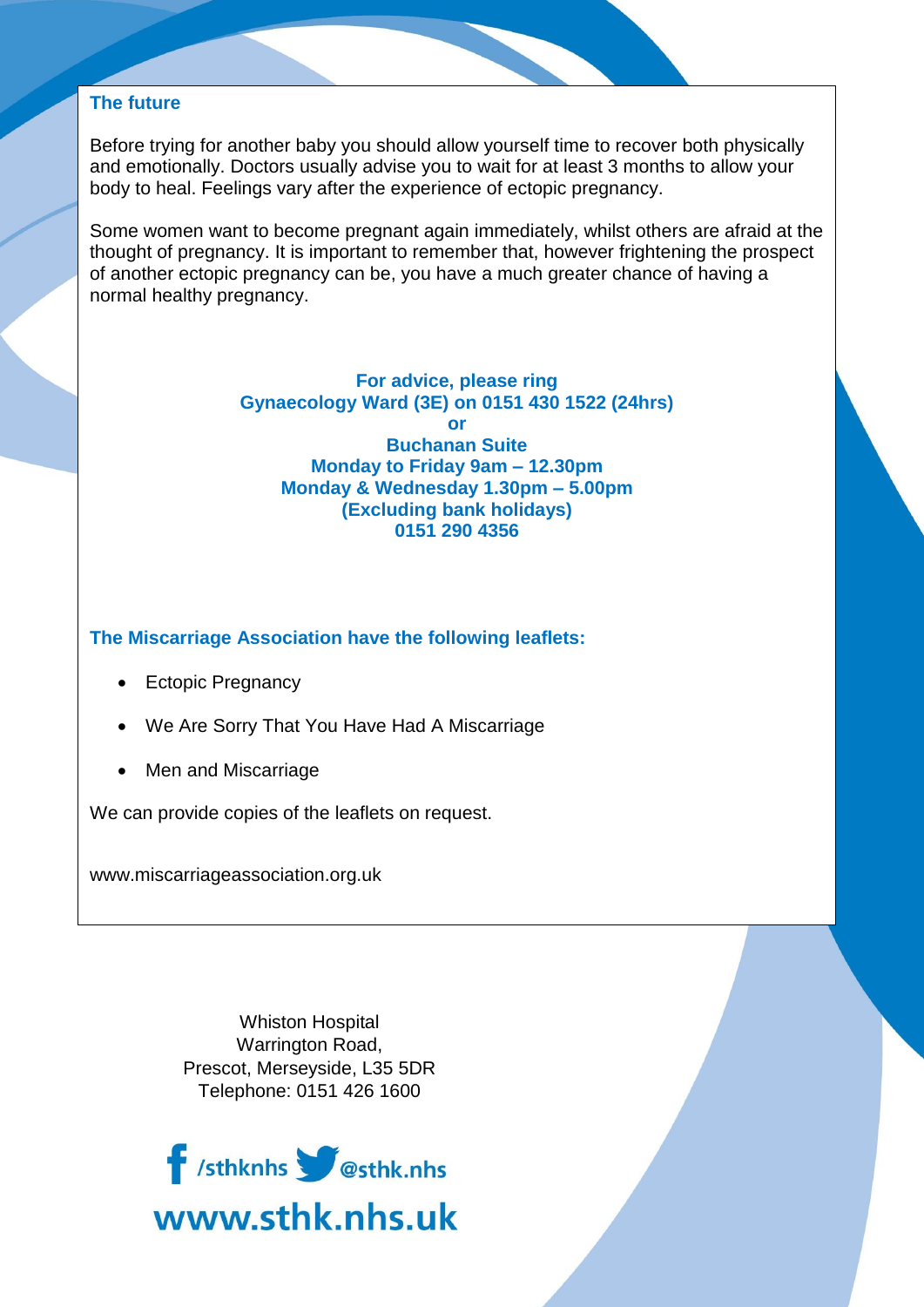## The future

Before trying for another baby you should allow yourself time to recover both physically and emotionally. Doctors usually advise you to wait for at least 3 months to allow your body to heal. Feelings vary after the experience of ectopic pregnancy.

Some women want to become pregnant again immediately, whilst others are afraid at the thought of pregnancy. It is important to remember that, however frightening the prospect of another ectopic pregnancy can be, you have a much greater chance of having a normal healthy pregnancy.

**For advice, please ring**
**Gynaecology Ward (3E) on 0151 430 1522 (24hrs)**
**or**
**Buchanan Suite**
**Monday to Friday 9am – 12.30pm**
**Monday & Wednesday 1.30pm – 5.00pm**
**(Excluding bank holidays)**
**0151 290 4356**

**The Miscarriage Association have the following leaflets:**

- Ectopic Pregnancy
- We Are Sorry That You Have Had A Miscarriage
- Men and Miscarriage

We can provide copies of the leaflets on request.

www.miscarriageassociation.org.uk

Whiston Hospital
Warrington Road,
Prescot, Merseyside, L35 5DR
Telephone: 0151 426 1600

/sthknhs @sthk.nhs

**www.sthk.nhs.uk**